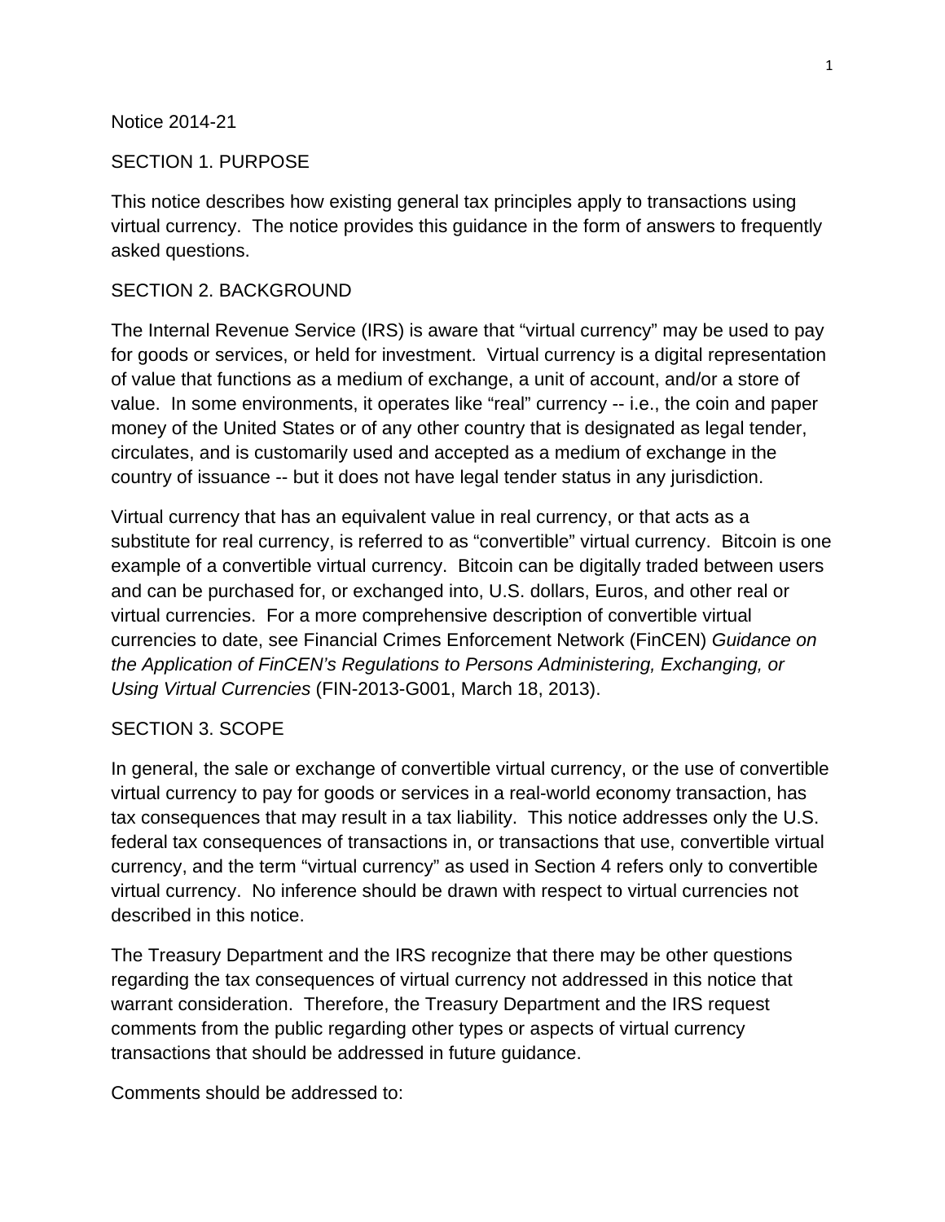Notice 2014-21

## SECTION 1. PURPOSE

This notice describes how existing general tax principles apply to transactions using virtual currency. The notice provides this guidance in the form of answers to frequently asked questions.

## SECTION 2. BACKGROUND

The Internal Revenue Service (IRS) is aware that "virtual currency" may be used to pay for goods or services, or held for investment. Virtual currency is a digital representation of value that functions as a medium of exchange, a unit of account, and/or a store of value. In some environments, it operates like "real" currency -- i.e., the coin and paper money of the United States or of any other country that is designated as legal tender, circulates, and is customarily used and accepted as a medium of exchange in the country of issuance -- but it does not have legal tender status in any jurisdiction.

Virtual currency that has an equivalent value in real currency, or that acts as a substitute for real currency, is referred to as "convertible" virtual currency. Bitcoin is one example of a convertible virtual currency. Bitcoin can be digitally traded between users and can be purchased for, or exchanged into, U.S. dollars, Euros, and other real or virtual currencies. For a more comprehensive description of convertible virtual currencies to date, see Financial Crimes Enforcement Network (FinCEN) *Guidance on the Application of FinCEN's Regulations to Persons Administering, Exchanging, or Using Virtual Currencies* (FIN-2013-G001, March 18, 2013).

## SECTION 3. SCOPE

In general, the sale or exchange of convertible virtual currency, or the use of convertible virtual currency to pay for goods or services in a real-world economy transaction, has tax consequences that may result in a tax liability. This notice addresses only the U.S. federal tax consequences of transactions in, or transactions that use, convertible virtual currency, and the term "virtual currency" as used in Section 4 refers only to convertible virtual currency. No inference should be drawn with respect to virtual currencies not described in this notice.

The Treasury Department and the IRS recognize that there may be other questions regarding the tax consequences of virtual currency not addressed in this notice that warrant consideration. Therefore, the Treasury Department and the IRS request comments from the public regarding other types or aspects of virtual currency transactions that should be addressed in future guidance.

Comments should be addressed to: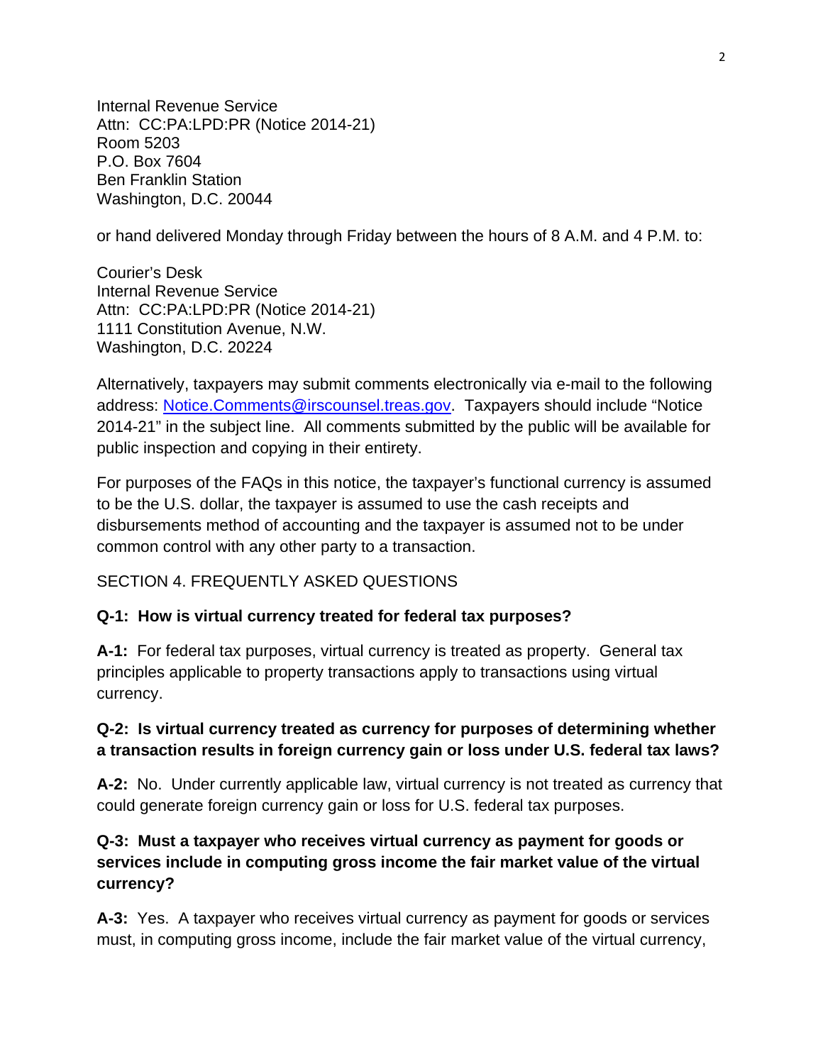Internal Revenue Service  
Attn: CC:PA:LPD:PR (Notice 2014-21)  
Room 5203  
P.O. Box 7604  
Ben Franklin Station  
Washington, D.C. 20044

or hand delivered Monday through Friday between the hours of 8 A.M. and 4 P.M. to:

Courier's Desk  
Internal Revenue Service  
Attn: CC:PA:LPD:PR (Notice 2014-21)  
1111 Constitution Avenue, N.W.  
Washington, D.C. 20224

Alternatively, taxpayers may submit comments electronically via e-mail to the following address: Notice.Comments@irscounsel.treas.gov. Taxpayers should include "Notice 2014-21" in the subject line. All comments submitted by the public will be available for public inspection and copying in their entirety.

For purposes of the FAQs in this notice, the taxpayer's functional currency is assumed to be the U.S. dollar, the taxpayer is assumed to use the cash receipts and disbursements method of accounting and the taxpayer is assumed not to be under common control with any other party to a transaction.

SECTION 4. FREQUENTLY ASKED QUESTIONS

**Q-1: How is virtual currency treated for federal tax purposes?**

**A-1:** For federal tax purposes, virtual currency is treated as property. General tax principles applicable to property transactions apply to transactions using virtual currency.

**Q-2: Is virtual currency treated as currency for purposes of determining whether a transaction results in foreign currency gain or loss under U.S. federal tax laws?**

**A-2:** No. Under currently applicable law, virtual currency is not treated as currency that could generate foreign currency gain or loss for U.S. federal tax purposes.

**Q-3: Must a taxpayer who receives virtual currency as payment for goods or services include in computing gross income the fair market value of the virtual currency?**

**A-3:** Yes. A taxpayer who receives virtual currency as payment for goods or services must, in computing gross income, include the fair market value of the virtual currency,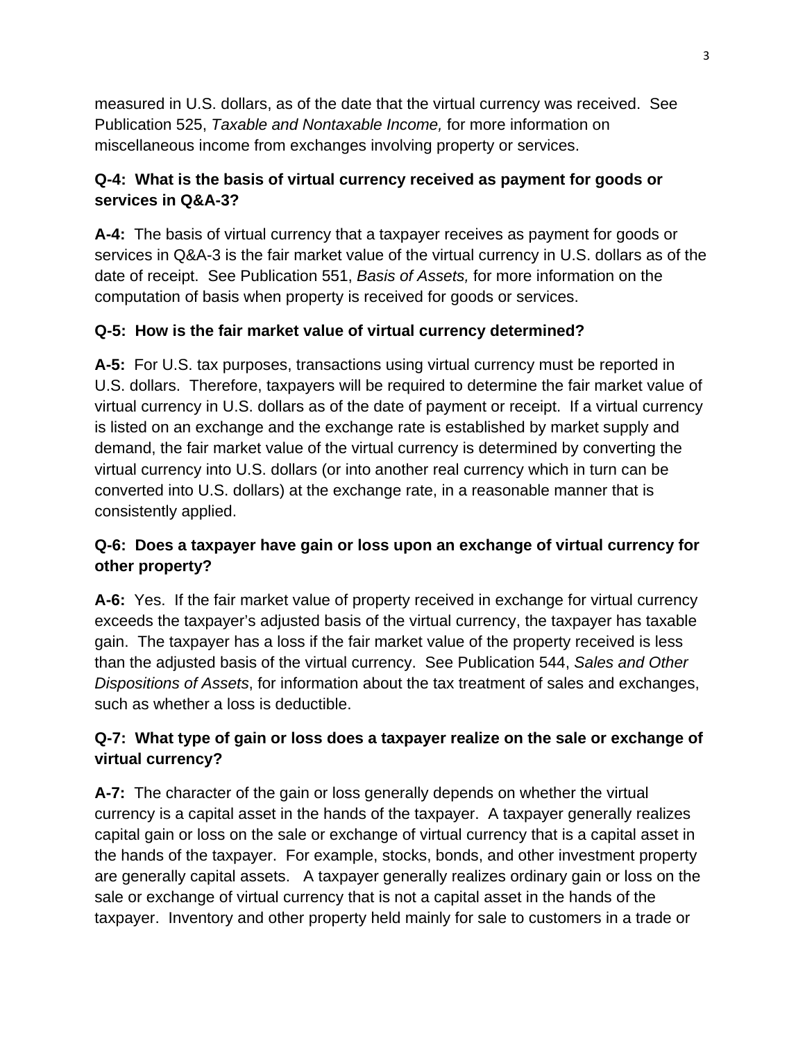measured in U.S. dollars, as of the date that the virtual currency was received. See Publication 525, *Taxable and Nontaxable Income,* for more information on miscellaneous income from exchanges involving property or services.

**Q-4: What is the basis of virtual currency received as payment for goods or services in Q&A-3?**

**A-4:** The basis of virtual currency that a taxpayer receives as payment for goods or services in Q&A-3 is the fair market value of the virtual currency in U.S. dollars as of the date of receipt. See Publication 551, *Basis of Assets,* for more information on the computation of basis when property is received for goods or services.

**Q-5: How is the fair market value of virtual currency determined?**

**A-5:** For U.S. tax purposes, transactions using virtual currency must be reported in U.S. dollars. Therefore, taxpayers will be required to determine the fair market value of virtual currency in U.S. dollars as of the date of payment or receipt. If a virtual currency is listed on an exchange and the exchange rate is established by market supply and demand, the fair market value of the virtual currency is determined by converting the virtual currency into U.S. dollars (or into another real currency which in turn can be converted into U.S. dollars) at the exchange rate, in a reasonable manner that is consistently applied.

**Q-6: Does a taxpayer have gain or loss upon an exchange of virtual currency for other property?**

**A-6:** Yes. If the fair market value of property received in exchange for virtual currency exceeds the taxpayer's adjusted basis of the virtual currency, the taxpayer has taxable gain. The taxpayer has a loss if the fair market value of the property received is less than the adjusted basis of the virtual currency. See Publication 544, *Sales and Other Dispositions of Assets*, for information about the tax treatment of sales and exchanges, such as whether a loss is deductible.

**Q-7: What type of gain or loss does a taxpayer realize on the sale or exchange of virtual currency?**

**A-7:** The character of the gain or loss generally depends on whether the virtual currency is a capital asset in the hands of the taxpayer. A taxpayer generally realizes capital gain or loss on the sale or exchange of virtual currency that is a capital asset in the hands of the taxpayer. For example, stocks, bonds, and other investment property are generally capital assets. A taxpayer generally realizes ordinary gain or loss on the sale or exchange of virtual currency that is not a capital asset in the hands of the taxpayer. Inventory and other property held mainly for sale to customers in a trade or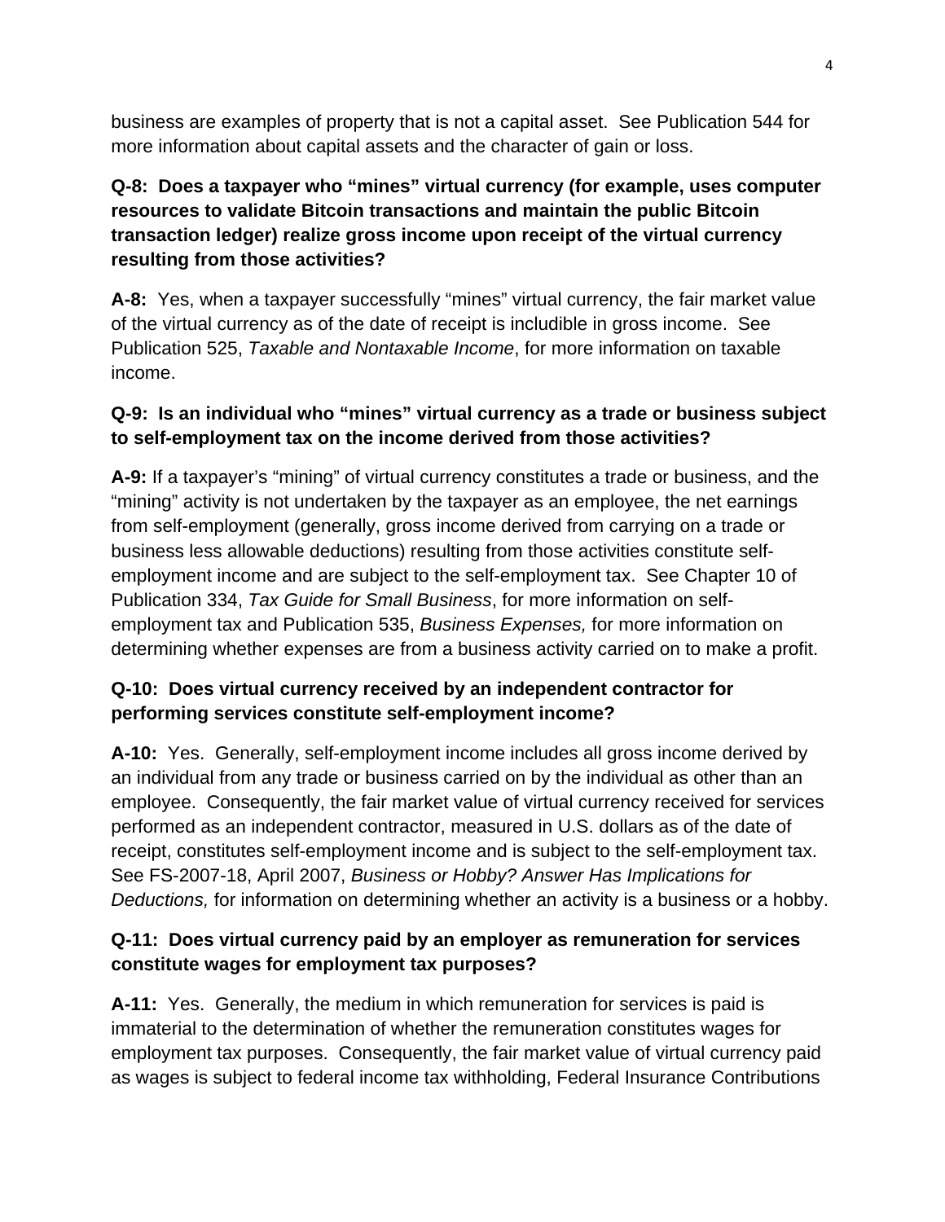business are examples of property that is not a capital asset. See Publication 544 for more information about capital assets and the character of gain or loss.

**Q-8: Does a taxpayer who “mines” virtual currency (for example, uses computer resources to validate Bitcoin transactions and maintain the public Bitcoin transaction ledger) realize gross income upon receipt of the virtual currency resulting from those activities?**

**A-8:** Yes, when a taxpayer successfully “mines” virtual currency, the fair market value of the virtual currency as of the date of receipt is includible in gross income. See Publication 525, *Taxable and Nontaxable Income*, for more information on taxable income.

**Q-9: Is an individual who “mines” virtual currency as a trade or business subject to self-employment tax on the income derived from those activities?**

**A-9:** If a taxpayer’s “mining” of virtual currency constitutes a trade or business, and the “mining” activity is not undertaken by the taxpayer as an employee, the net earnings from self-employment (generally, gross income derived from carrying on a trade or business less allowable deductions) resulting from those activities constitute self-employment income and are subject to the self-employment tax. See Chapter 10 of Publication 334, *Tax Guide for Small Business*, for more information on self-employment tax and Publication 535, *Business Expenses,* for more information on determining whether expenses are from a business activity carried on to make a profit.

**Q-10: Does virtual currency received by an independent contractor for performing services constitute self-employment income?**

**A-10:** Yes. Generally, self-employment income includes all gross income derived by an individual from any trade or business carried on by the individual as other than an employee. Consequently, the fair market value of virtual currency received for services performed as an independent contractor, measured in U.S. dollars as of the date of receipt, constitutes self-employment income and is subject to the self-employment tax. See FS-2007-18, April 2007, *Business or Hobby? Answer Has Implications for Deductions,* for information on determining whether an activity is a business or a hobby.

**Q-11: Does virtual currency paid by an employer as remuneration for services constitute wages for employment tax purposes?**

**A-11:** Yes. Generally, the medium in which remuneration for services is paid is immaterial to the determination of whether the remuneration constitutes wages for employment tax purposes. Consequently, the fair market value of virtual currency paid as wages is subject to federal income tax withholding, Federal Insurance Contributions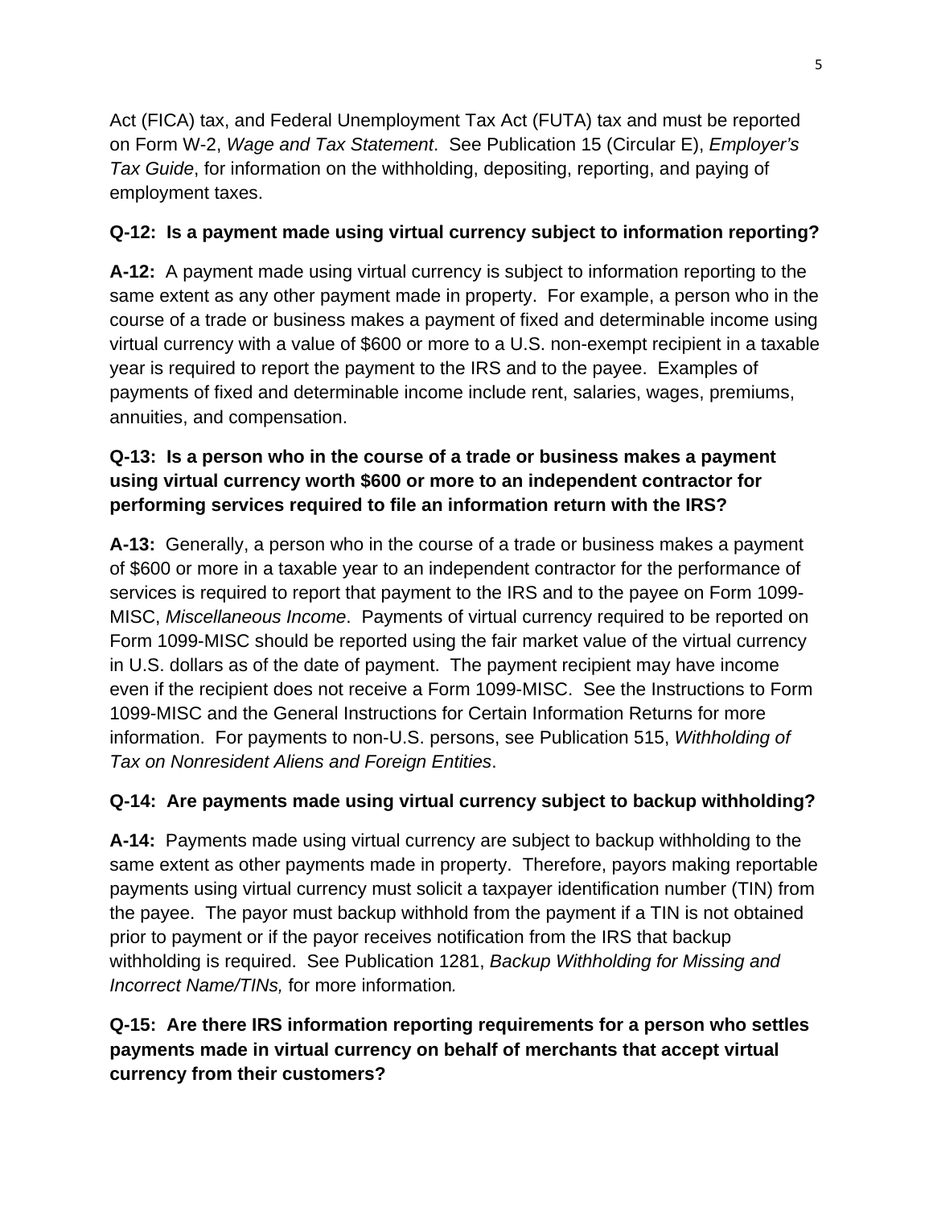Act (FICA) tax, and Federal Unemployment Tax Act (FUTA) tax and must be reported on Form W-2, *Wage and Tax Statement*. See Publication 15 (Circular E), *Employer's Tax Guide*, for information on the withholding, depositing, reporting, and paying of employment taxes.

**Q-12: Is a payment made using virtual currency subject to information reporting?**

**A-12:** A payment made using virtual currency is subject to information reporting to the same extent as any other payment made in property. For example, a person who in the course of a trade or business makes a payment of fixed and determinable income using virtual currency with a value of $600 or more to a U.S. non-exempt recipient in a taxable year is required to report the payment to the IRS and to the payee. Examples of payments of fixed and determinable income include rent, salaries, wages, premiums, annuities, and compensation.

**Q-13: Is a person who in the course of a trade or business makes a payment using virtual currency worth $600 or more to an independent contractor for performing services required to file an information return with the IRS?**

**A-13:** Generally, a person who in the course of a trade or business makes a payment of $600 or more in a taxable year to an independent contractor for the performance of services is required to report that payment to the IRS and to the payee on Form 1099-MISC, *Miscellaneous Income*. Payments of virtual currency required to be reported on Form 1099-MISC should be reported using the fair market value of the virtual currency in U.S. dollars as of the date of payment. The payment recipient may have income even if the recipient does not receive a Form 1099-MISC. See the Instructions to Form 1099-MISC and the General Instructions for Certain Information Returns for more information. For payments to non-U.S. persons, see Publication 515, *Withholding of Tax on Nonresident Aliens and Foreign Entities*.

**Q-14: Are payments made using virtual currency subject to backup withholding?**

**A-14:** Payments made using virtual currency are subject to backup withholding to the same extent as other payments made in property. Therefore, payors making reportable payments using virtual currency must solicit a taxpayer identification number (TIN) from the payee. The payor must backup withhold from the payment if a TIN is not obtained prior to payment or if the payor receives notification from the IRS that backup withholding is required. See Publication 1281, *Backup Withholding for Missing and Incorrect Name/TINs,* for more information*.*

**Q-15: Are there IRS information reporting requirements for a person who settles payments made in virtual currency on behalf of merchants that accept virtual currency from their customers?**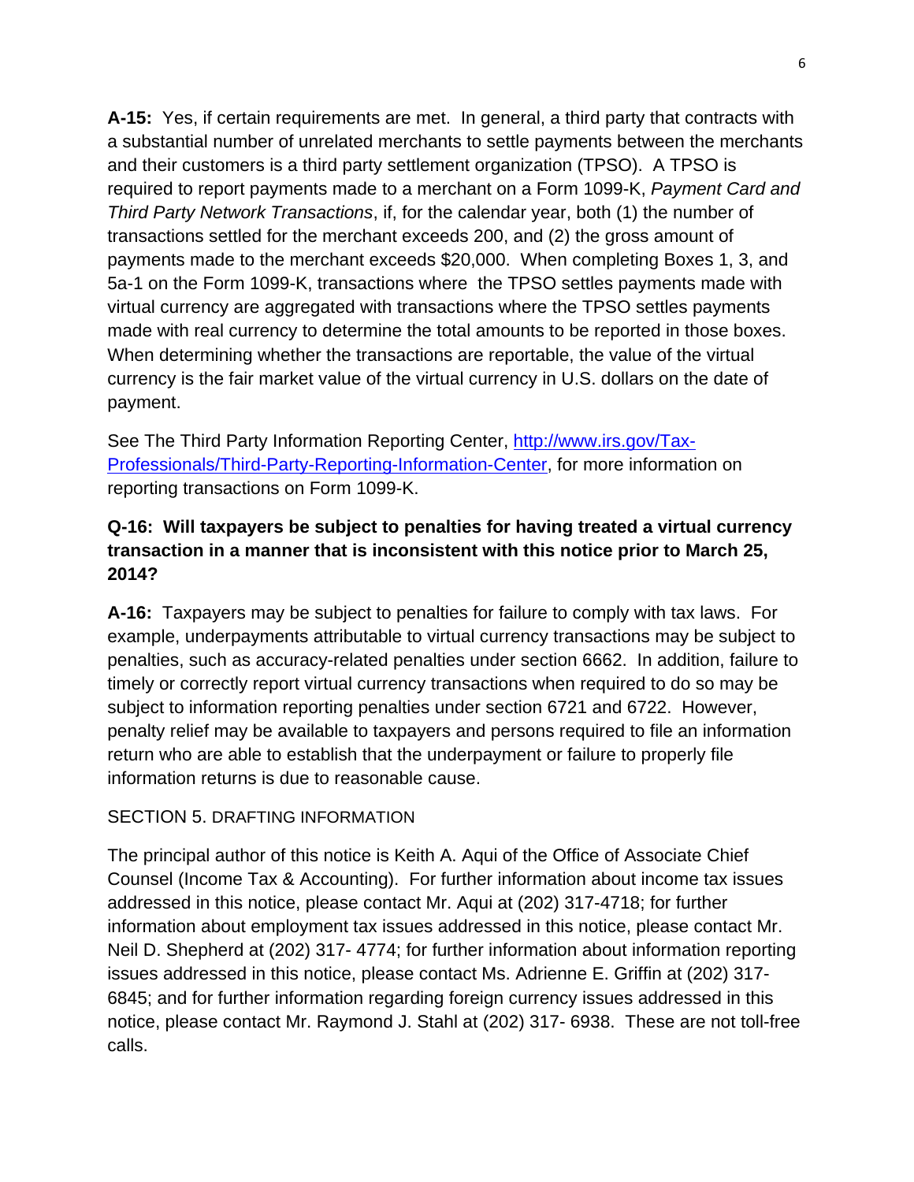**A-15:** Yes, if certain requirements are met. In general, a third party that contracts with a substantial number of unrelated merchants to settle payments between the merchants and their customers is a third party settlement organization (TPSO). A TPSO is required to report payments made to a merchant on a Form 1099-K, *Payment Card and Third Party Network Transactions*, if, for the calendar year, both (1) the number of transactions settled for the merchant exceeds 200, and (2) the gross amount of payments made to the merchant exceeds $20,000. When completing Boxes 1, 3, and 5a-1 on the Form 1099-K, transactions where the TPSO settles payments made with virtual currency are aggregated with transactions where the TPSO settles payments made with real currency to determine the total amounts to be reported in those boxes. When determining whether the transactions are reportable, the value of the virtual currency is the fair market value of the virtual currency in U.S. dollars on the date of payment.

See The Third Party Information Reporting Center, [http://www.irs.gov/Tax-Professionals/Third-Party-Reporting-Information-Center](http://www.irs.gov/Tax-Professionals/Third-Party-Reporting-Information-Center), for more information on reporting transactions on Form 1099-K.

**Q-16: Will taxpayers be subject to penalties for having treated a virtual currency transaction in a manner that is inconsistent with this notice prior to March 25, 2014?**

**A-16:** Taxpayers may be subject to penalties for failure to comply with tax laws. For example, underpayments attributable to virtual currency transactions may be subject to penalties, such as accuracy-related penalties under section 6662. In addition, failure to timely or correctly report virtual currency transactions when required to do so may be subject to information reporting penalties under section 6721 and 6722. However, penalty relief may be available to taxpayers and persons required to file an information return who are able to establish that the underpayment or failure to properly file information returns is due to reasonable cause.

## SECTION 5. DRAFTING INFORMATION

The principal author of this notice is Keith A. Aqui of the Office of Associate Chief Counsel (Income Tax & Accounting). For further information about income tax issues addressed in this notice, please contact Mr. Aqui at (202) 317-4718; for further information about employment tax issues addressed in this notice, please contact Mr. Neil D. Shepherd at (202) 317- 4774; for further information about information reporting issues addressed in this notice, please contact Ms. Adrienne E. Griffin at (202) 317-6845; and for further information regarding foreign currency issues addressed in this notice, please contact Mr. Raymond J. Stahl at (202) 317- 6938. These are not toll-free calls.